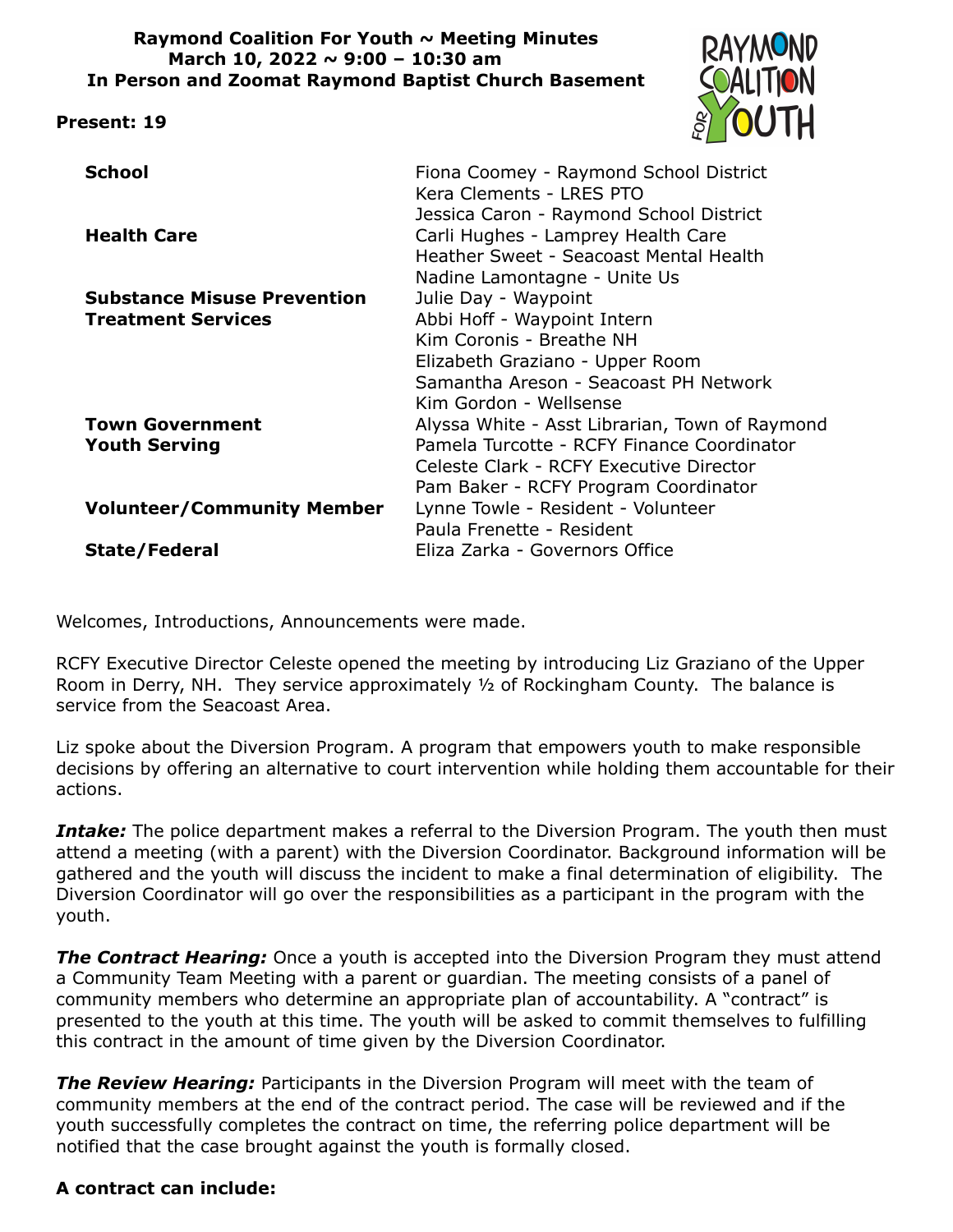**Raymond Coalition For Youth ~ Meeting Minutes**
**March 10, 2022 ~ 9:00 – 10:30 am**
**In Person and Zoomat Raymond Baptist Church Basement**

**Present: 19**

| | |
|---|---|
| **School** | Fiona Coomey - Raymond School District |
| | Kera Clements - LRES PTO |
| | Jessica Caron - Raymond School District |
| **Health Care** | Carli Hughes - Lamprey Health Care |
| | Heather Sweet - Seacoast Mental Health |
| | Nadine Lamontagne - Unite Us |
| **Substance Misuse Prevention** | Julie Day - Waypoint |
| **Treatment Services** | Abbi Hoff - Waypoint Intern |
| | Kim Coronis - Breathe NH |
| | Elizabeth Graziano - Upper Room |
| | Samantha Areson - Seacoast PH Network |
| | Kim Gordon - Wellsense |
| **Town Government** | Alyssa White - Asst Librarian, Town of Raymond |
| **Youth Serving** | Pamela Turcotte - RCFY Finance Coordinator |
| | Celeste Clark - RCFY Executive Director |
| | Pam Baker - RCFY Program Coordinator |
| **Volunteer/Community Member** | Lynne Towle - Resident - Volunteer |
| | Paula Frenette - Resident |
| **State/Federal** | Eliza Zarka - Governors Office |

Welcomes, Introductions, Announcements were made.

RCFY Executive Director Celeste opened the meeting by introducing Liz Graziano of the Upper Room in Derry, NH. They service approximately ½ of Rockingham County. The balance is service from the Seacoast Area.

Liz spoke about the Diversion Program. A program that empowers youth to make responsible decisions by offering an alternative to court intervention while holding them accountable for their actions.

***Intake:*** The police department makes a referral to the Diversion Program. The youth then must attend a meeting (with a parent) with the Diversion Coordinator. Background information will be gathered and the youth will discuss the incident to make a final determination of eligibility. The Diversion Coordinator will go over the responsibilities as a participant in the program with the youth.

***The Contract Hearing:*** Once a youth is accepted into the Diversion Program they must attend a Community Team Meeting with a parent or guardian. The meeting consists of a panel of community members who determine an appropriate plan of accountability. A "contract" is presented to the youth at this time. The youth will be asked to commit themselves to fulfilling this contract in the amount of time given by the Diversion Coordinator.

***The Review Hearing:*** Participants in the Diversion Program will meet with the team of community members at the end of the contract period. The case will be reviewed and if the youth successfully completes the contract on time, the referring police department will be notified that the case brought against the youth is formally closed.

**A contract can include:**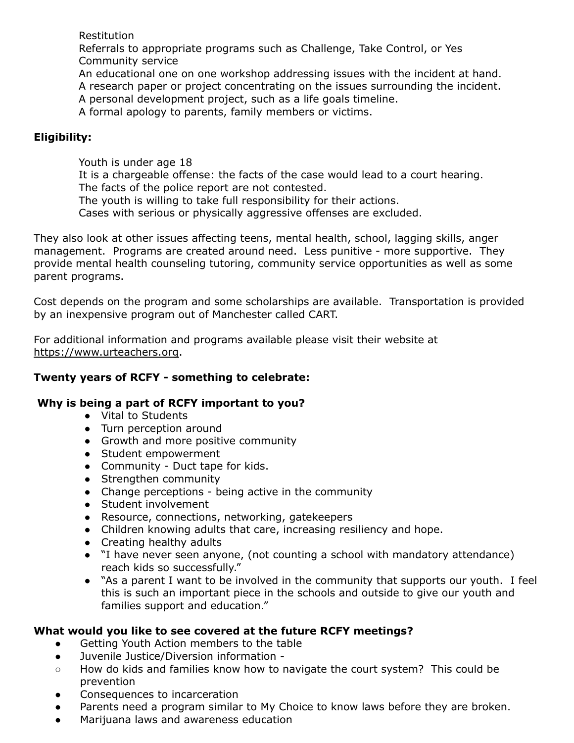Restitution
Referrals to appropriate programs such as Challenge, Take Control, or Yes
Community service
An educational one on one workshop addressing issues with the incident at hand.
A research paper or project concentrating on the issues surrounding the incident.
A personal development project, such as a life goals timeline.
A formal apology to parents, family members or victims.

**Eligibility:**

Youth is under age 18
It is a chargeable offense: the facts of the case would lead to a court hearing.
The facts of the police report are not contested.
The youth is willing to take full responsibility for their actions.
Cases with serious or physically aggressive offenses are excluded.

They also look at other issues affecting teens, mental health, school, lagging skills, anger management. Programs are created around need. Less punitive - more supportive. They provide mental health counseling tutoring, community service opportunities as well as some parent programs.

Cost depends on the program and some scholarships are available. Transportation is provided by an inexpensive program out of Manchester called CART.

For additional information and programs available please visit their website at https://www.urteachers.org.

**Twenty years of RCFY - something to celebrate:**

**Why is being a part of RCFY important to you?**

- Vital to Students
- Turn perception around
- Growth and more positive community
- Student empowerment
- Community - Duct tape for kids.
- Strengthen community
- Change perceptions - being active in the community
- Student involvement
- Resource, connections, networking, gatekeepers
- Children knowing adults that care, increasing resiliency and hope.
- Creating healthy adults
- "I have never seen anyone, (not counting a school with mandatory attendance) reach kids so successfully."
- "As a parent I want to be involved in the community that supports our youth. I feel this is such an important piece in the schools and outside to give our youth and families support and education."

**What would you like to see covered at the future RCFY meetings?**

- Getting Youth Action members to the table
- Juvenile Justice/Diversion information -
  - How do kids and families know how to navigate the court system? This could be prevention
- Consequences to incarceration
- Parents need a program similar to My Choice to know laws before they are broken.
- Marijuana laws and awareness education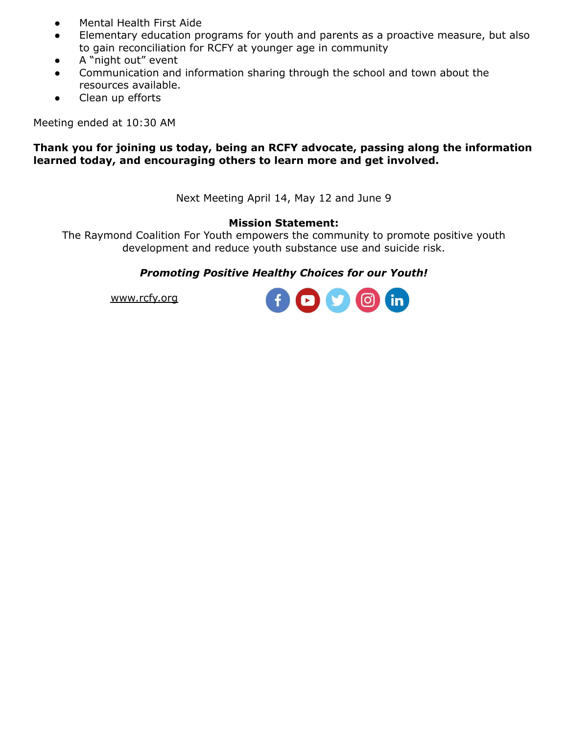- Mental Health First Aide
- Elementary education programs for youth and parents as a proactive measure, but also to gain reconciliation for RCFY at younger age in community
- A "night out" event
- Communication and information sharing through the school and town about the resources available.
- Clean up efforts

Meeting ended at 10:30 AM

**Thank you for joining us today, being an RCFY advocate, passing along the information learned today, and encouraging others to learn more and get involved.**

Next Meeting April 14, May 12 and June 9

**Mission Statement:**

The Raymond Coalition For Youth empowers the community to promote positive youth development and reduce youth substance use and suicide risk.

***Promoting Positive Healthy Choices for our Youth!***

www.rcfy.org